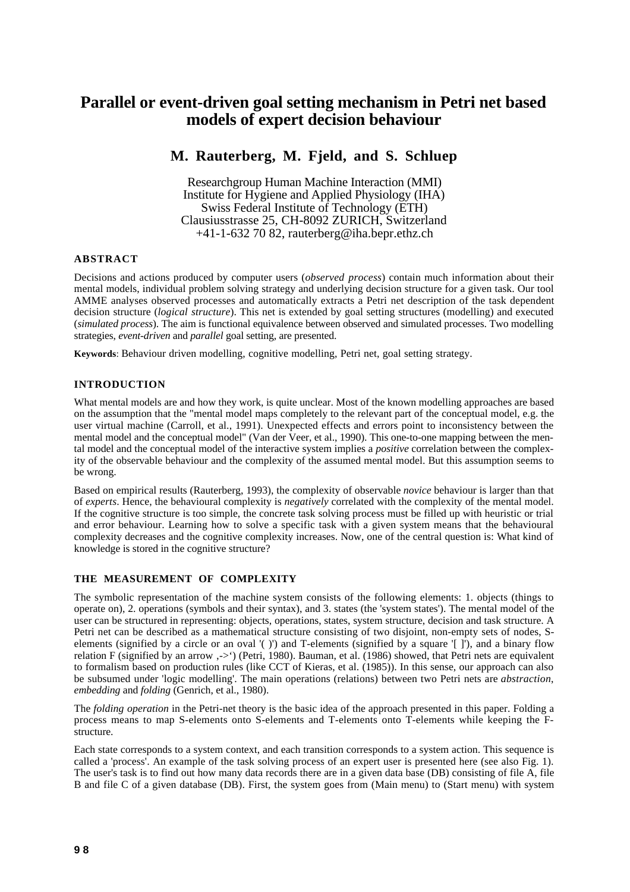# Parallel or event-driven goal setting mechanism in Petri net based models of expert decision behaviour

## M. Rauterberg, M. Fjeld, and S. Schluep

Researchgroup Human Machine Interaction (MMI)
Institute for Hygiene and Applied Physiology (IHA)
Swiss Federal Institute of Technology (ETH)
Clausiusstrasse 25, CH-8092 ZURICH, Switzerland
+41-1-632 70 82, rauterberg@iha.bepr.ethz.ch

### ABSTRACT

Decisions and actions produced by computer users (*observed process*) contain much information about their mental models, individual problem solving strategy and underlying decision structure for a given task. Our tool AMME analyses observed processes and automatically extracts a Petri net description of the task dependent decision structure (*logical structure*). This net is extended by goal setting structures (modelling) and executed (*simulated process*). The aim is functional equivalence between observed and simulated processes. Two modelling strategies, *event-driven* and *parallel* goal setting, are presented.

**Keywords**: Behaviour driven modelling, cognitive modelling, Petri net, goal setting strategy.

### INTRODUCTION

What mental models are and how they work, is quite unclear. Most of the known modelling approaches are based on the assumption that the "mental model maps completely to the relevant part of the conceptual model, e.g. the user virtual machine (Carroll, et al., 1991). Unexpected effects and errors point to inconsistency between the mental model and the conceptual model" (Van der Veer, et al., 1990). This one-to-one mapping between the mental model and the conceptual model of the interactive system implies a *positive* correlation between the complexity of the observable behaviour and the complexity of the assumed mental model. But this assumption seems to be wrong.

Based on empirical results (Rauterberg, 1993), the complexity of observable *novice* behaviour is larger than that of *experts*. Hence, the behavioural complexity is *negatively* correlated with the complexity of the mental model. If the cognitive structure is too simple, the concrete task solving process must be filled up with heuristic or trial and error behaviour. Learning how to solve a specific task with a given system means that the behavioural complexity decreases and the cognitive complexity increases. Now, one of the central question is: What kind of knowledge is stored in the cognitive structure?

### THE MEASUREMENT OF COMPLEXITY

The symbolic representation of the machine system consists of the following elements: 1. objects (things to operate on), 2. operations (symbols and their syntax), and 3. states (the 'system states'). The mental model of the user can be structured in representing: objects, operations, states, system structure, decision and task structure. A Petri net can be described as a mathematical structure consisting of two disjoint, non-empty sets of nodes, S-elements (signified by a circle or an oval '( )') and T-elements (signified by a square '[ ]'), and a binary flow relation F (signified by an arrow ‚->‘) (Petri, 1980). Bauman, et al. (1986) showed, that Petri nets are equivalent to formalism based on production rules (like CCT of Kieras, et al. (1985)). In this sense, our approach can also be subsumed under 'logic modelling'. The main operations (relations) between two Petri nets are *abstraction*, *embedding* and *folding* (Genrich, et al., 1980).

The *folding operation* in the Petri-net theory is the basic idea of the approach presented in this paper. Folding a process means to map S-elements onto S-elements and T-elements onto T-elements while keeping the F-structure.

Each state corresponds to a system context, and each transition corresponds to a system action. This sequence is called a 'process'. An example of the task solving process of an expert user is presented here (see also Fig. 1). The user's task is to find out how many data records there are in a given data base (DB) consisting of file A, file B and file C of a given database (DB). First, the system goes from (Main menu) to (Start menu) with system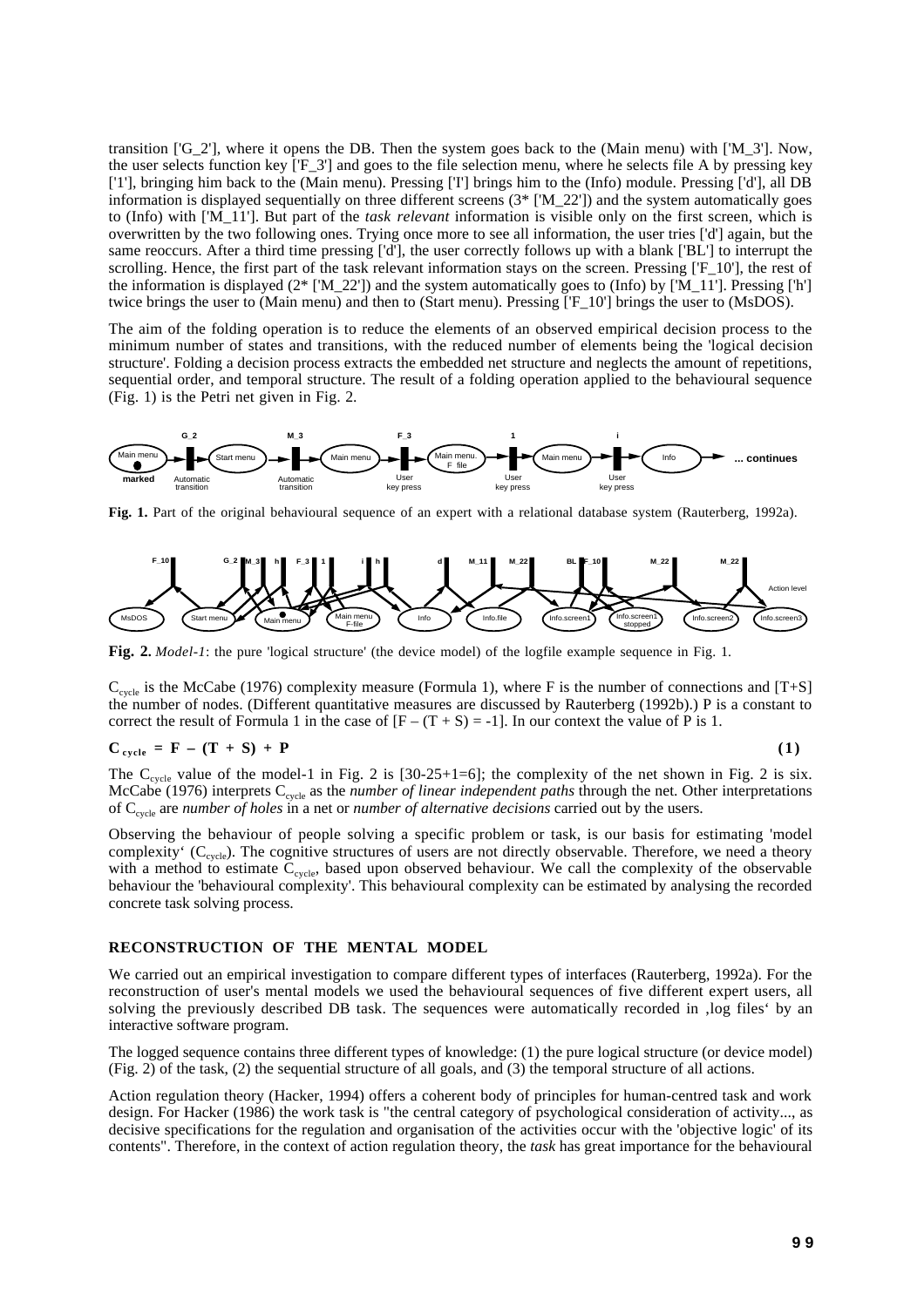transition ['G_2'], where it opens the DB. Then the system goes back to the (Main menu) with ['M_3']. Now, the user selects function key ['F_3'] and goes to the file selection menu, where he selects file A by pressing key ['1'], bringing him back to the (Main menu). Pressing ['I'] brings him to the (Info) module. Pressing ['d'], all DB information is displayed sequentially on three different screens (3* ['M_22']) and the system automatically goes to (Info) with ['M_11']. But part of the *task relevant* information is visible only on the first screen, which is overwritten by the two following ones. Trying once more to see all information, the user tries ['d'] again, but the same reoccurs. After a third time pressing ['d'], the user correctly follows up with a blank ['BL'] to interrupt the scrolling. Hence, the first part of the task relevant information stays on the screen. Pressing ['F_10'], the rest of the information is displayed (2* ['M_22']) and the system automatically goes to (Info) by ['M_11']. Pressing ['h'] twice brings the user to (Main menu) and then to (Start menu). Pressing ['F_10'] brings the user to (MsDOS).

The aim of the folding operation is to reduce the elements of an observed empirical decision process to the minimum number of states and transitions, with the reduced number of elements being the 'logical decision structure'. Folding a decision process extracts the embedded net structure and neglects the amount of repetitions, sequential order, and temporal structure. The result of a folding operation applied to the behavioural sequence (Fig. 1) is the Petri net given in Fig. 2.

**Fig. 1.** Part of the original behavioural sequence of an expert with a relational database system (Rauterberg, 1992a).

**Fig. 2.** *Model-1*: the pure 'logical structure' (the device model) of the logfile example sequence in Fig. 1.

$C_{cycle}$ is the McCabe (1976) complexity measure (Formula 1), where F is the number of connections and [T+S] the number of nodes. (Different quantitative measures are discussed by Rauterberg (1992b).) P is a constant to correct the result of Formula 1 in the case of $[F - (T + S) = -1]$. In our context the value of P is 1.

$$C_{cycle} = F - (T + S) + P \qquad (1)$$

The $C_{cycle}$ value of the model-1 in Fig. 2 is [30-25+1=6]; the complexity of the net shown in Fig. 2 is six. McCabe (1976) interprets $C_{cycle}$ as the *number of linear independent paths* through the net. Other interpretations of $C_{cycle}$ are *number of holes* in a net or *number of alternative decisions* carried out by the users.

Observing the behaviour of people solving a specific problem or task, is our basis for estimating 'model complexity' ($C_{cycle}$). The cognitive structures of users are not directly observable. Therefore, we need a theory with a method to estimate $C_{cycle}$, based upon observed behaviour. We call the complexity of the observable behaviour the 'behavioural complexity'. This behavioural complexity can be estimated by analysing the recorded concrete task solving process.

## RECONSTRUCTION OF THE MENTAL MODEL

We carried out an empirical investigation to compare different types of interfaces (Rauterberg, 1992a). For the reconstruction of user's mental models we used the behavioural sequences of five different expert users, all solving the previously described DB task. The sequences were automatically recorded in ‚log files' by an interactive software program.

The logged sequence contains three different types of knowledge: (1) the pure logical structure (or device model) (Fig. 2) of the task, (2) the sequential structure of all goals, and (3) the temporal structure of all actions.

Action regulation theory (Hacker, 1994) offers a coherent body of principles for human-centred task and work design. For Hacker (1986) the work task is "the central category of psychological consideration of activity..., as decisive specifications for the regulation and organisation of the activities occur with the 'objective logic' of its contents". Therefore, in the context of action regulation theory, the *task* has great importance for the behavioural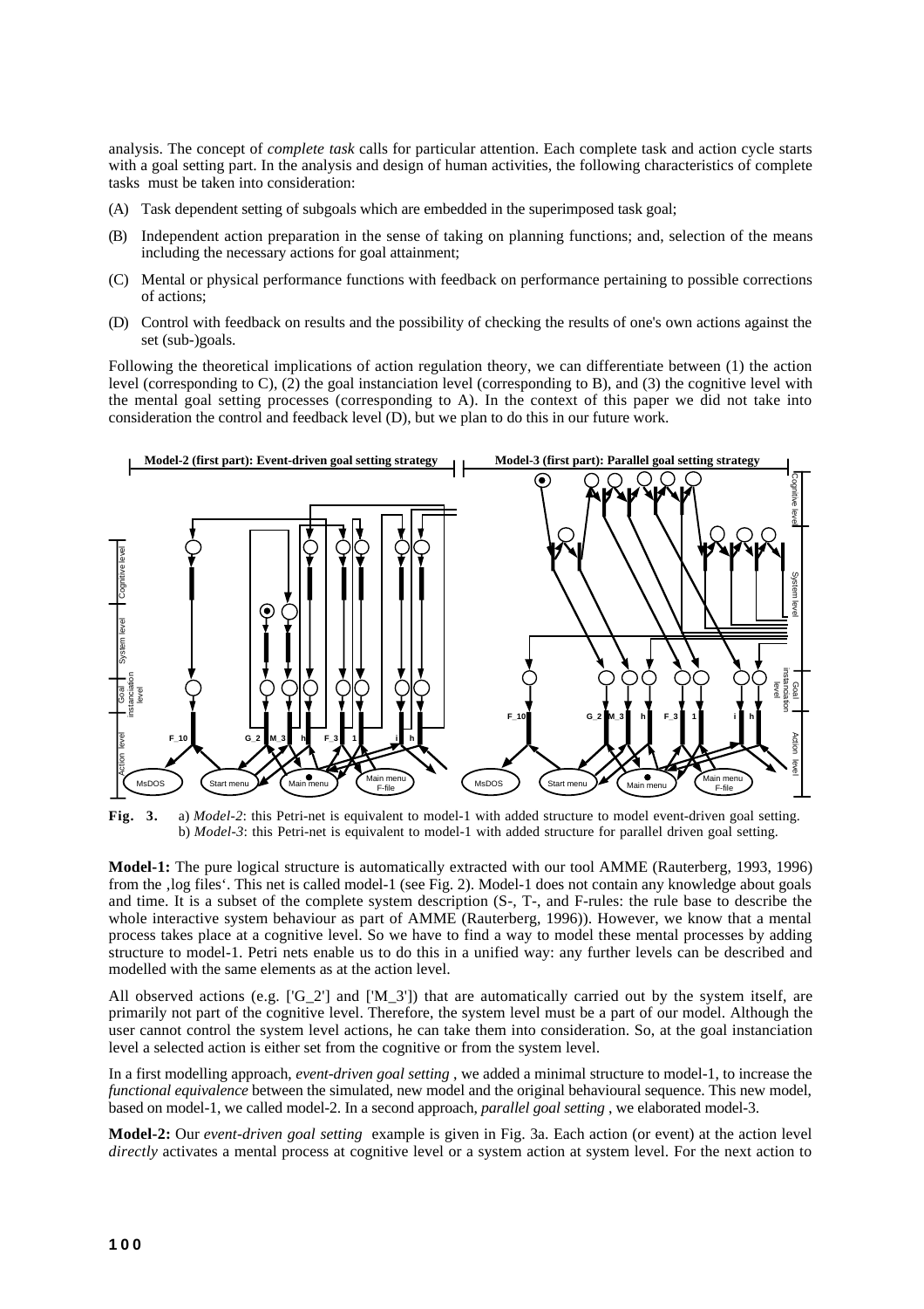analysis. The concept of *complete task* calls for particular attention. Each complete task and action cycle starts with a goal setting part. In the analysis and design of human activities, the following characteristics of complete tasks must be taken into consideration:

(A) Task dependent setting of subgoals which are embedded in the superimposed task goal;

(B) Independent action preparation in the sense of taking on planning functions; and, selection of the means including the necessary actions for goal attainment;

(C) Mental or physical performance functions with feedback on performance pertaining to possible corrections of actions;

(D) Control with feedback on results and the possibility of checking the results of one's own actions against the set (sub-)goals.

Following the theoretical implications of action regulation theory, we can differentiate between (1) the action level (corresponding to C), (2) the goal instanciation level (corresponding to B), and (3) the cognitive level with the mental goal setting processes (corresponding to A). In the context of this paper we did not take into consideration the control and feedback level (D), but we plan to do this in our future work.

**Fig. 3.** a) *Model-2*: this Petri-net is equivalent to model-1 with added structure to model event-driven goal setting. b) *Model-3*: this Petri-net is equivalent to model-1 with added structure for parallel driven goal setting.

**Model-1:** The pure logical structure is automatically extracted with our tool AMME (Rauterberg, 1993, 1996) from the ‚log files'. This net is called model-1 (see Fig. 2). Model-1 does not contain any knowledge about goals and time. It is a subset of the complete system description (S-, T-, and F-rules: the rule base to describe the whole interactive system behaviour as part of AMME (Rauterberg, 1996)). However, we know that a mental process takes place at a cognitive level. So we have to find a way to model these mental processes by adding structure to model-1. Petri nets enable us to do this in a unified way: any further levels can be described and modelled with the same elements as at the action level.

All observed actions (e.g. ['G_2'] and ['M_3']) that are automatically carried out by the system itself, are primarily not part of the cognitive level. Therefore, the system level must be a part of our model. Although the user cannot control the system level actions, he can take them into consideration. So, at the goal instanciation level a selected action is either set from the cognitive or from the system level.

In a first modelling approach, *event-driven goal setting* , we added a minimal structure to model-1, to increase the *functional equivalence* between the simulated, new model and the original behavioural sequence. This new model, based on model-1, we called model-2. In a second approach, *parallel goal setting* , we elaborated model-3.

**Model-2:** Our *event-driven goal setting* example is given in Fig. 3a. Each action (or event) at the action level *directly* activates a mental process at cognitive level or a system action at system level. For the next action to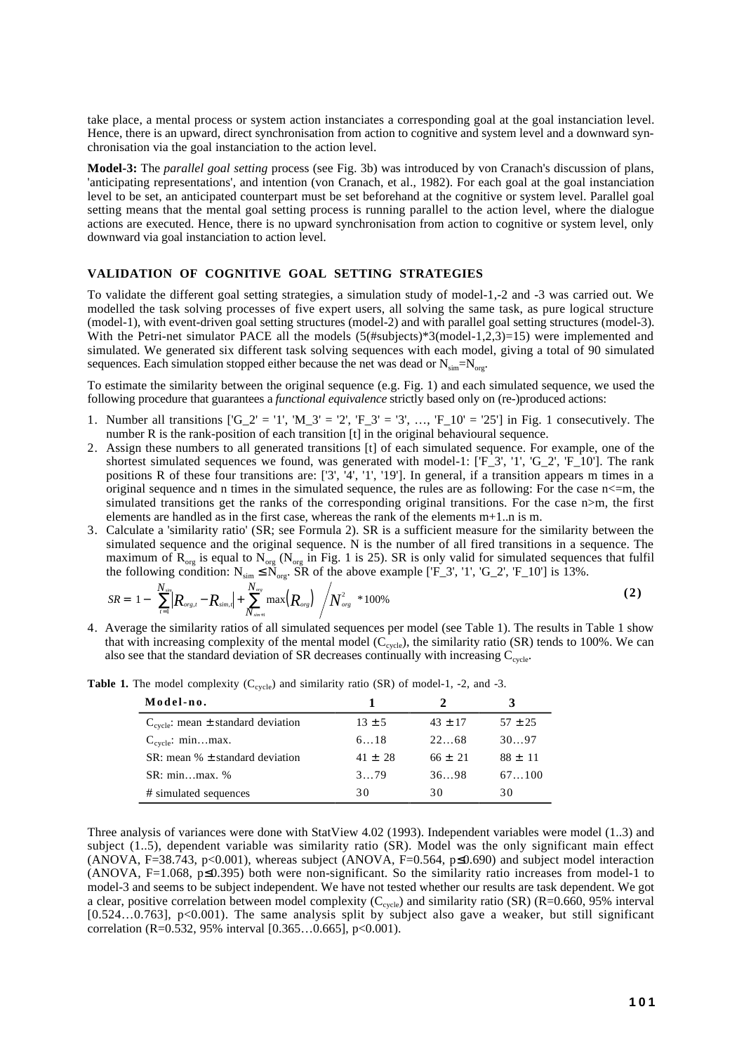take place, a mental process or system action instanciates a corresponding goal at the goal instanciation level. Hence, there is an upward, direct synchronisation from action to cognitive and system level and a downward synchronisation via the goal instanciation to the action level.

**Model-3:** The *parallel goal setting* process (see Fig. 3b) was introduced by von Cranach's discussion of plans, 'anticipating representations', and intention (von Cranach, et al., 1982). For each goal at the goal instanciation level to be set, an anticipated counterpart must be set beforehand at the cognitive or system level. Parallel goal setting means that the mental goal setting process is running parallel to the action level, where the dialogue actions are executed. Hence, there is no upward synchronisation from action to cognitive or system level, only downward via goal instanciation to action level.

## VALIDATION OF COGNITIVE GOAL SETTING STRATEGIES

To validate the different goal setting strategies, a simulation study of model-1,-2 and -3 was carried out. We modelled the task solving processes of five expert users, all solving the same task, as pure logical structure (model-1), with event-driven goal setting structures (model-2) and with parallel goal setting structures (model-3). With the Petri-net simulator PACE all the models (5(#subjects)*3(model-1,2,3)=15) were implemented and simulated. We generated six different task solving sequences with each model, giving a total of 90 simulated sequences. Each simulation stopped either because the net was dead or $N_{sim}=N_{org}$.

To estimate the similarity between the original sequence (e.g. Fig. 1) and each simulated sequence, we used the following procedure that guarantees a *functional equivalence* strictly based only on (re-)produced actions:

1. Number all transitions ['G_2' = '1', 'M_3' = '2', 'F_3' = '3', …, 'F_10' = '25'] in Fig. 1 consecutively. The number R is the rank-position of each transition [t] in the original behavioural sequence.
2. Assign these numbers to all generated transitions [t] of each simulated sequence. For example, one of the shortest simulated sequences we found, was generated with model-1: ['F_3', '1', 'G_2', 'F_10']. The rank positions R of these four transitions are: ['3', '4', '1', '19']. In general, if a transition appears m times in a original sequence and n times in the simulated sequence, the rules are as following: For the case n<=m, the simulated transitions get the ranks of the corresponding original transitions. For the case n>m, the first elements are handled as in the first case, whereas the rank of the elements m+1..n is m.
3. Calculate a 'similarity ratio' (SR; see Formula 2). SR is a sufficient measure for the similarity between the simulated sequence and the original sequence. N is the number of all fired transitions in a sequence. The maximum of $R_{org}$ is equal to $N_{org}$ ($N_{org}$ in Fig. 1 is 25). SR is only valid for simulated sequences that fulfil the following condition: $N_{sim} \leq N_{org}$. SR of the above example ['F_3', '1', 'G_2', 'F_10'] is 13%.

$$SR = 1 - \left( \sum_{t=1}^{N_{sim}} \left| R_{org,t} - R_{sim,t} \right| + \sum_{N_{sim+1}}^{N_{org}} \max\left(R_{org}\right) \right) \Big/ N_{org}^{2} \; * 100\% \qquad (2)$$

4. Average the similarity ratios of all simulated sequences per model (see Table 1). The results in Table 1 show that with increasing complexity of the mental model ($C_{cycle}$), the similarity ratio (SR) tends to 100%. We can also see that the standard deviation of SR decreases continually with increasing $C_{cycle}$.

**Table 1.** The model complexity ($C_{cycle}$) and similarity ratio (SR) of model-1, -2, and -3.

| Model-no. | 1 | 2 | 3 |
|---|---|---|---|
| $C_{cycle}$: mean ± standard deviation | 13 ± 5 | 43 ± 17 | 57 ± 25 |
| $C_{cycle}$: min…max. | 6…18 | 22…68 | 30…97 |
| SR: mean % ± standard deviation | 41 ± 28 | 66 ± 21 | 88 ± 11 |
| SR: min…max. % | 3…79 | 36…98 | 67…100 |
| # simulated sequences | 30 | 30 | 30 |

Three analysis of variances were done with StatView 4.02 (1993). Independent variables were model (1..3) and subject (1..5), dependent variable was similarity ratio (SR). Model was the only significant main effect (ANOVA, F=38.743, $p<0.001$), whereas subject (ANOVA, F=0.564, $p\leq0.690$) and subject model interaction (ANOVA, F=1.068, $p\leq0.395$) both were non-significant. So the similarity ratio increases from model-1 to model-3 and seems to be subject independent. We have not tested whether our results are task dependent. We got a clear, positive correlation between model complexity ($C_{cycle}$) and similarity ratio (SR) (R=0.660, 95% interval [0.524…0.763], $p<0.001$). The same analysis split by subject also gave a weaker, but still significant correlation (R=0.532, 95% interval [0.365…0.665], $p<0.001$).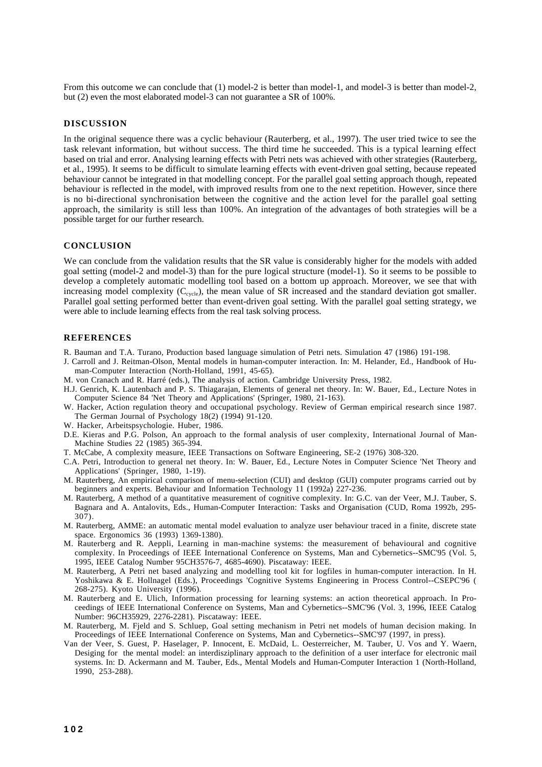From this outcome we can conclude that (1) model-2 is better than model-1, and model-3 is better than model-2, but (2) even the most elaborated model-3 can not guarantee a SR of 100%.

## DISCUSSION

In the original sequence there was a cyclic behaviour (Rauterberg, et al., 1997). The user tried twice to see the task relevant information, but without success. The third time he succeeded. This is a typical learning effect based on trial and error. Analysing learning effects with Petri nets was achieved with other strategies (Rauterberg, et al., 1995). It seems to be difficult to simulate learning effects with event-driven goal setting, because repeated behaviour cannot be integrated in that modelling concept. For the parallel goal setting approach though, repeated behaviour is reflected in the model, with improved results from one to the next repetition. However, since there is no bi-directional synchronisation between the cognitive and the action level for the parallel goal setting approach, the similarity is still less than 100%. An integration of the advantages of both strategies will be a possible target for our further research.

## CONCLUSION

We can conclude from the validation results that the SR value is considerably higher for the models with added goal setting (model-2 and model-3) than for the pure logical structure (model-1). So it seems to be possible to develop a completely automatic modelling tool based on a bottom up approach. Moreover, we see that with increasing model complexity ($C_{cycle}$), the mean value of SR increased and the standard deviation got smaller. Parallel goal setting performed better than event-driven goal setting. With the parallel goal setting strategy, we were able to include learning effects from the real task solving process.

## REFERENCES

R. Bauman and T.A. Turano, Production based language simulation of Petri nets. Simulation 47 (1986) 191-198.

J. Carroll and J. Reitman-Olson, Mental models in human-computer interaction. In: M. Helander, Ed., Handbook of Human-Computer Interaction (North-Holland, 1991, 45-65).

M. von Cranach and R. Harré (eds.), The analysis of action. Cambridge University Press, 1982.

H.J. Genrich, K. Lautenbach and P. S. Thiagarajan, Elements of general net theory. In: W. Bauer, Ed., Lecture Notes in Computer Science 84 'Net Theory and Applications' (Springer, 1980, 21-163).

W. Hacker, Action regulation theory and occupational psychology. Review of German empirical research since 1987. The German Journal of Psychology 18(2) (1994) 91-120.

W. Hacker, Arbeitspsychologie. Huber, 1986.

D.E. Kieras and P.G. Polson, An approach to the formal analysis of user complexity, International Journal of Man-Machine Studies 22 (1985) 365-394.

T. McCabe, A complexity measure, IEEE Transactions on Software Engineering, SE-2 (1976) 308-320.

C.A. Petri, Introduction to general net theory. In: W. Bauer, Ed., Lecture Notes in Computer Science 'Net Theory and Applications' (Springer, 1980, 1-19).

M. Rauterberg, An empirical comparison of menu-selection (CUI) and desktop (GUI) computer programs carried out by beginners and experts. Behaviour and Information Technology 11 (1992a) 227-236.

M. Rauterberg, A method of a quantitative measurement of cognitive complexity. In: G.C. van der Veer, M.J. Tauber, S. Bagnara and A. Antalovits, Eds., Human-Computer Interaction: Tasks and Organisation (CUD, Roma 1992b, 295-307).

M. Rauterberg, AMME: an automatic mental model evaluation to analyze user behaviour traced in a finite, discrete state space. Ergonomics 36 (1993) 1369-1380).

M. Rauterberg and R. Aeppli, Learning in man-machine systems: the measurement of behavioural and cognitive complexity. In Proceedings of IEEE International Conference on Systems, Man and Cybernetics--SMC'95 (Vol. 5, 1995, IEEE Catalog Number 95CH3576-7, 4685-4690). Piscataway: IEEE.

M. Rauterberg, A Petri net based analyzing and modelling tool kit for logfiles in human-computer interaction. In H. Yoshikawa & E. Hollnagel (Eds.), Proceedings 'Cognitive Systems Engineering in Process Control--CSEPC'96 ( 268-275). Kyoto University (1996).

M. Rauterberg and E. Ulich, Information processing for learning systems: an action theoretical approach. In Proceedings of IEEE International Conference on Systems, Man and Cybernetics--SMC'96 (Vol. 3, 1996, IEEE Catalog Number: 96CH35929, 2276-2281). Piscataway: IEEE.

M. Rauterberg, M. Fjeld and S. Schluep, Goal setting mechanism in Petri net models of human decision making. In Proceedings of IEEE International Conference on Systems, Man and Cybernetics--SMC'97 (1997, in press).

Van der Veer, S. Guest, P. Haselager, P. Innocent, E. McDaid, L. Oesterreicher, M. Tauber, U. Vos and Y. Waern, Desiging for the mental model: an interdisziplinary approach to the definition of a user interface for electronic mail systems. In: D. Ackermann and M. Tauber, Eds., Mental Models and Human-Computer Interaction 1 (North-Holland, 1990, 253-288).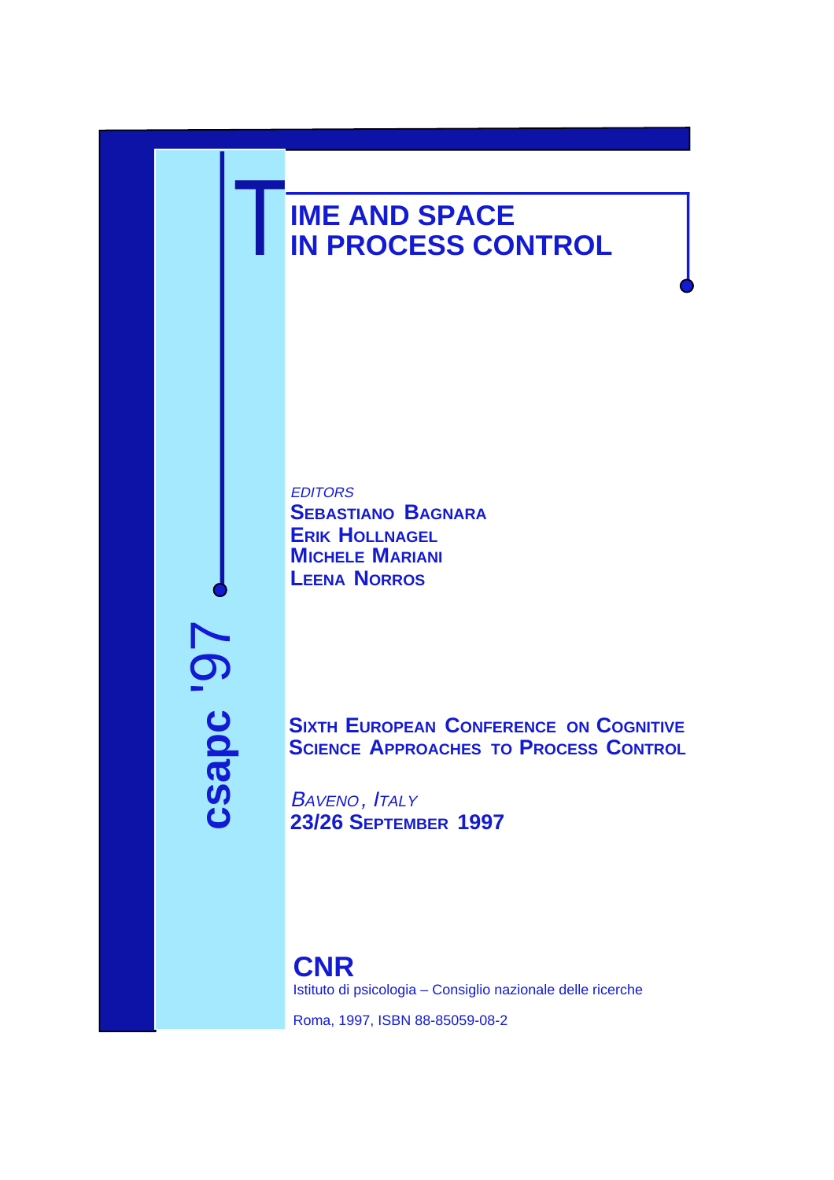# TIME AND SPACE IN PROCESS CONTROL

*EDITORS*

**SEBASTIANO BAGNARA**
**ERIK HOLLNAGEL**
**MICHELE MARIANI**
**LEENA NORROS**

csapc '97

**SIXTH EUROPEAN CONFERENCE ON COGNITIVE SCIENCE APPROACHES TO PROCESS CONTROL**

*BAVENO, ITALY*
**23/26 SEPTEMBER 1997**

**CNR**
Istituto di psicologia – Consiglio nazionale delle ricerche

Roma, 1997, ISBN 88-85059-08-2